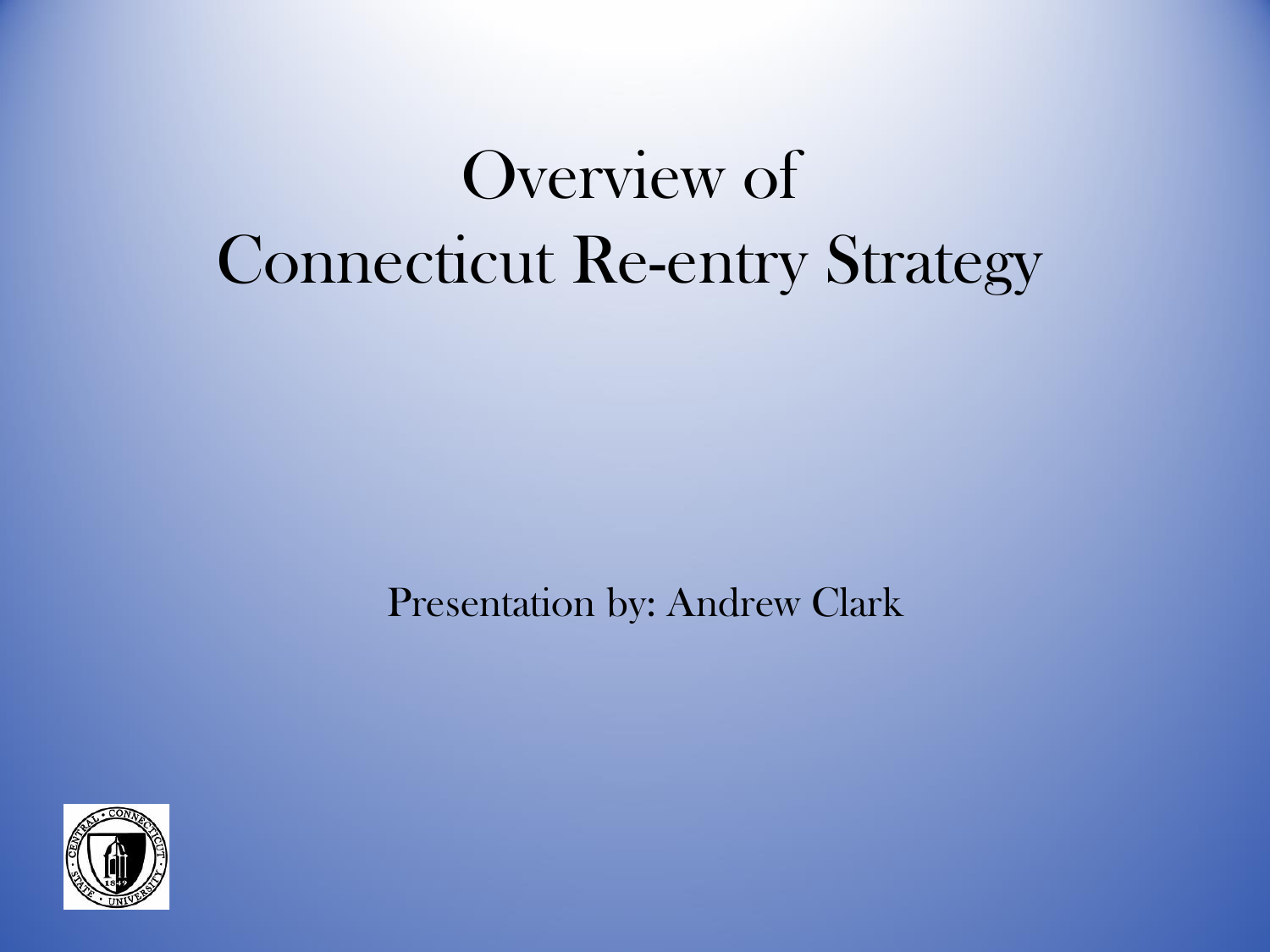# Overview of Connecticut Re-entry Strategy

Presentation by: Andrew Clark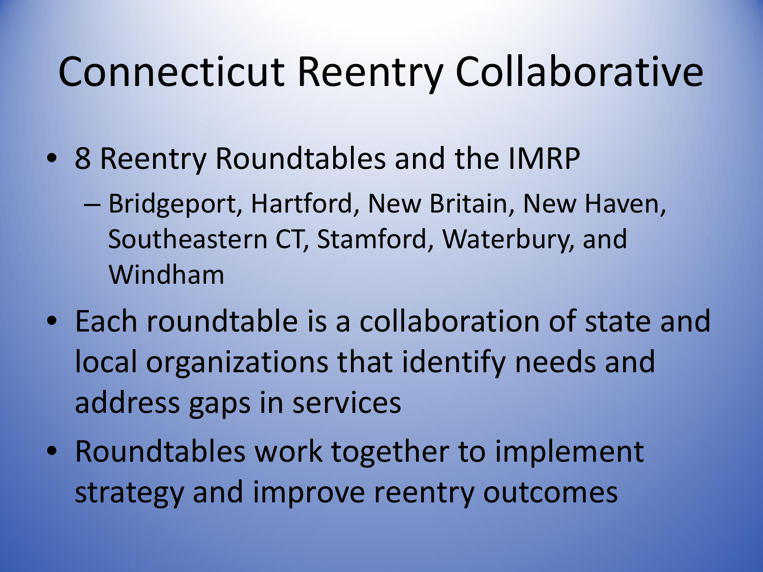# Connecticut Reentry Collaborative

- 8 Reentry Roundtables and the IMRP
  - Bridgeport, Hartford, New Britain, New Haven, Southeastern CT, Stamford, Waterbury, and Windham
- Each roundtable is a collaboration of state and local organizations that identify needs and address gaps in services
- Roundtables work together to implement strategy and improve reentry outcomes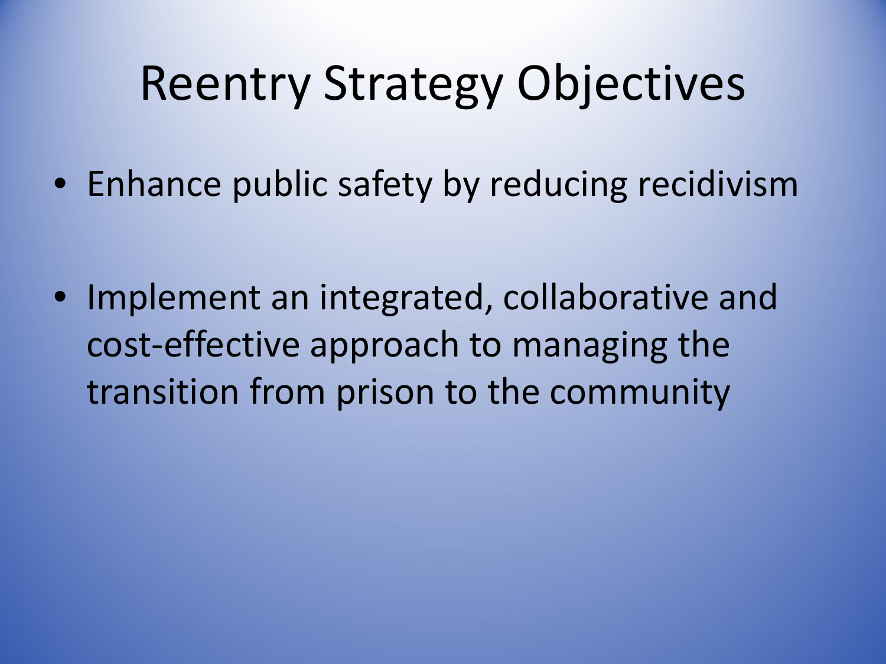# Reentry Strategy Objectives

- Enhance public safety by reducing recidivism
- Implement an integrated, collaborative and cost-effective approach to managing the transition from prison to the community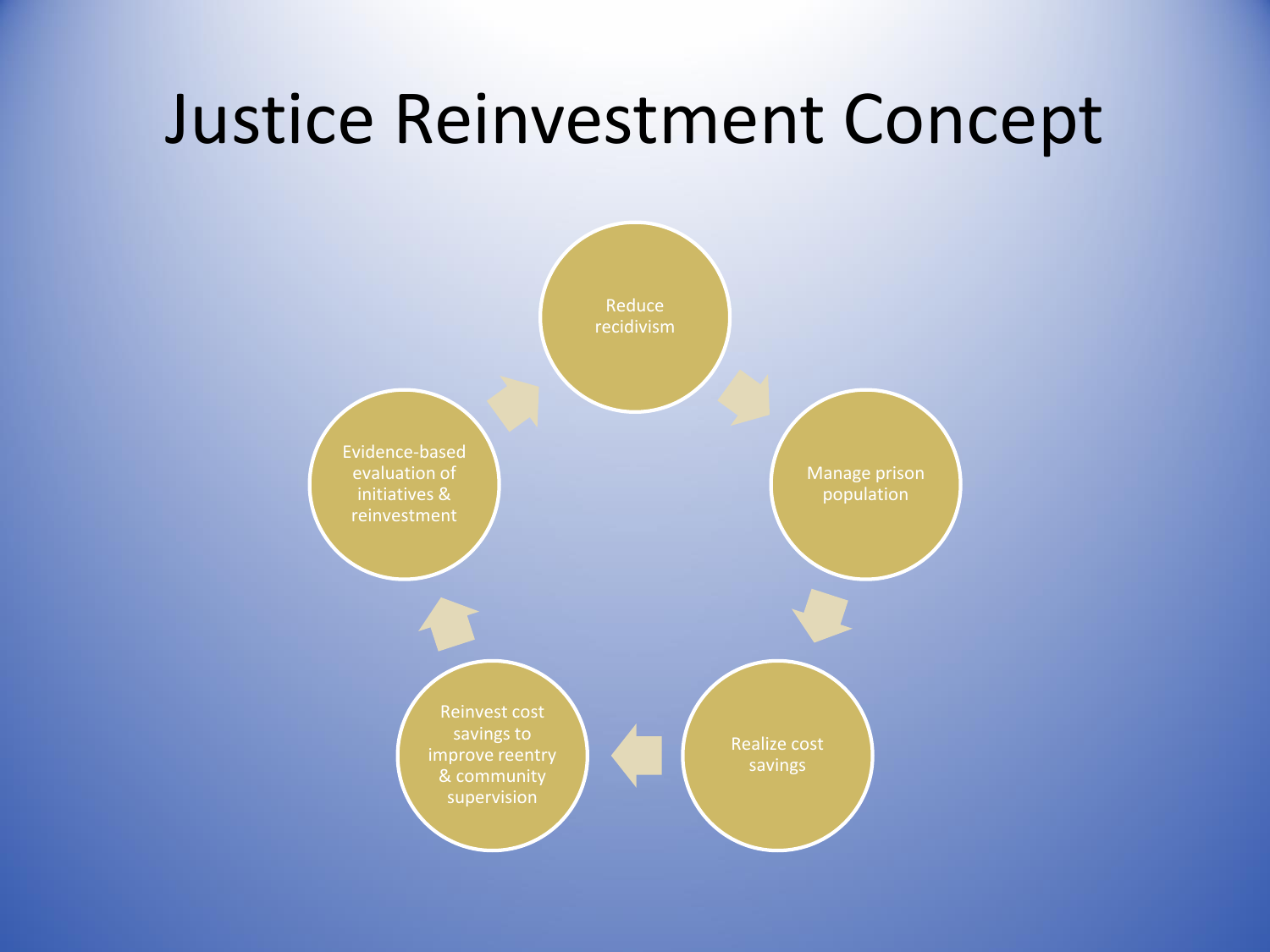# Justice Reinvestment Concept

1. Reduce recidivism
2. Manage prison population
3. Realize cost savings
4. Reinvest cost savings to improve reentry & community supervision
5. Evidence-based evaluation of initiatives & reinvestment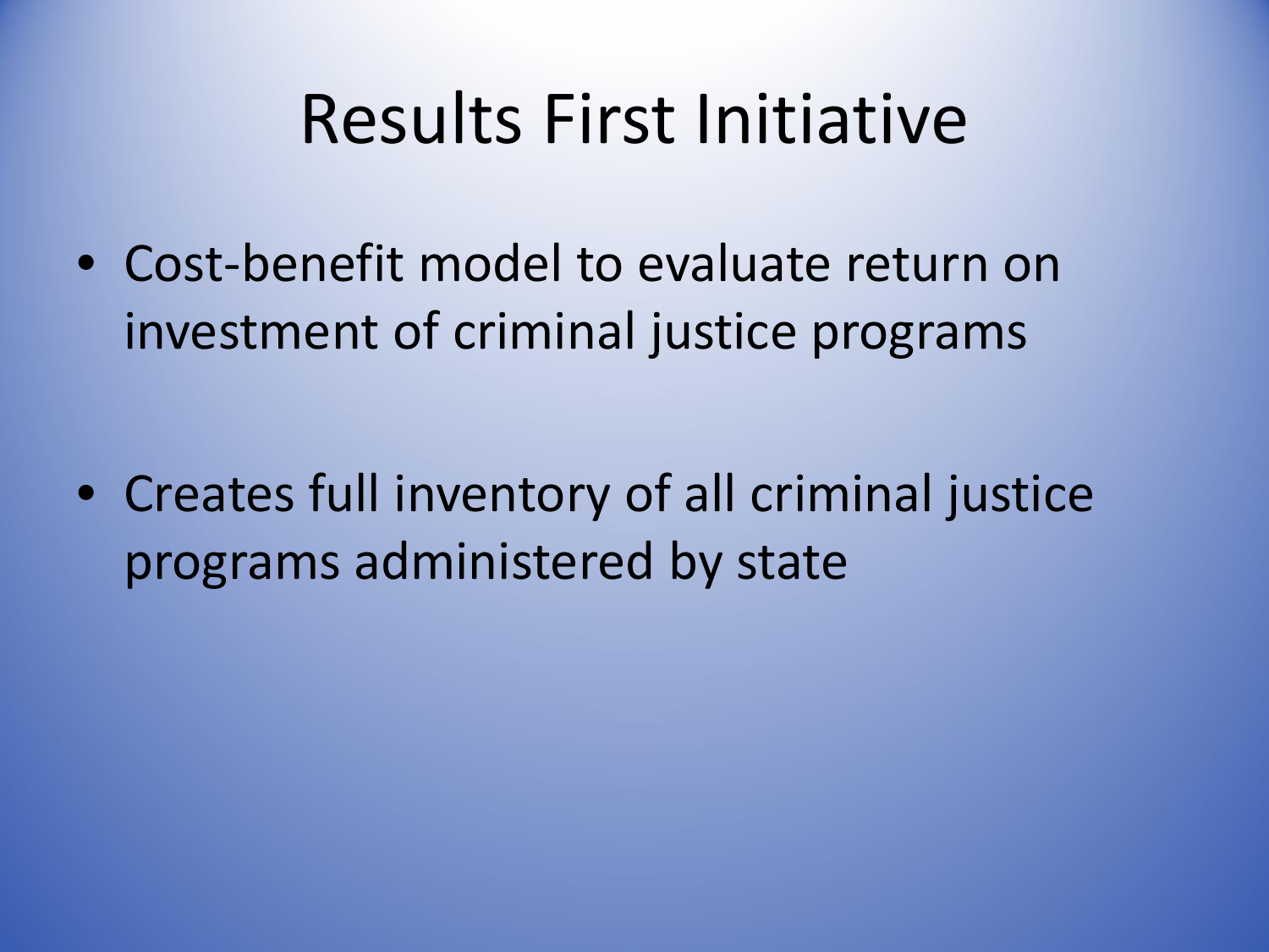# Results First Initiative

- Cost-benefit model to evaluate return on investment of criminal justice programs
- Creates full inventory of all criminal justice programs administered by state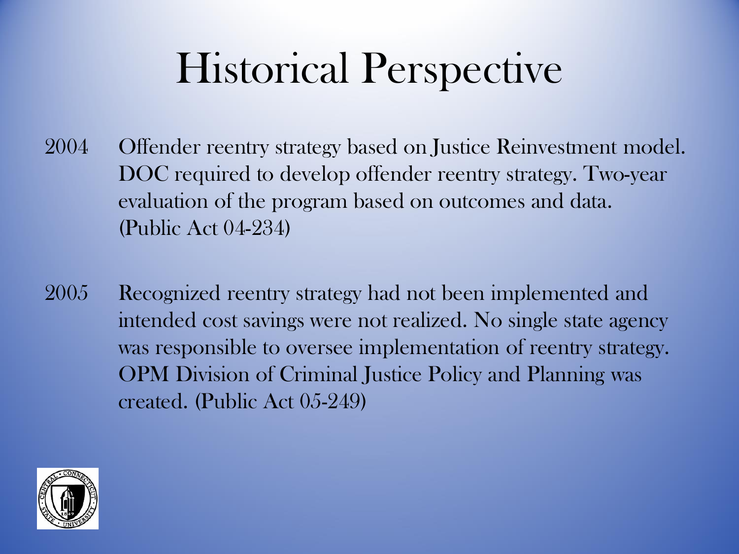# Historical Perspective

2004 Offender reentry strategy based on Justice Reinvestment model. DOC required to develop offender reentry strategy. Two-year evaluation of the program based on outcomes and data. (Public Act 04-234)

2005 Recognized reentry strategy had not been implemented and intended cost savings were not realized. No single state agency was responsible to oversee implementation of reentry strategy. OPM Division of Criminal Justice Policy and Planning was created. (Public Act 05-249)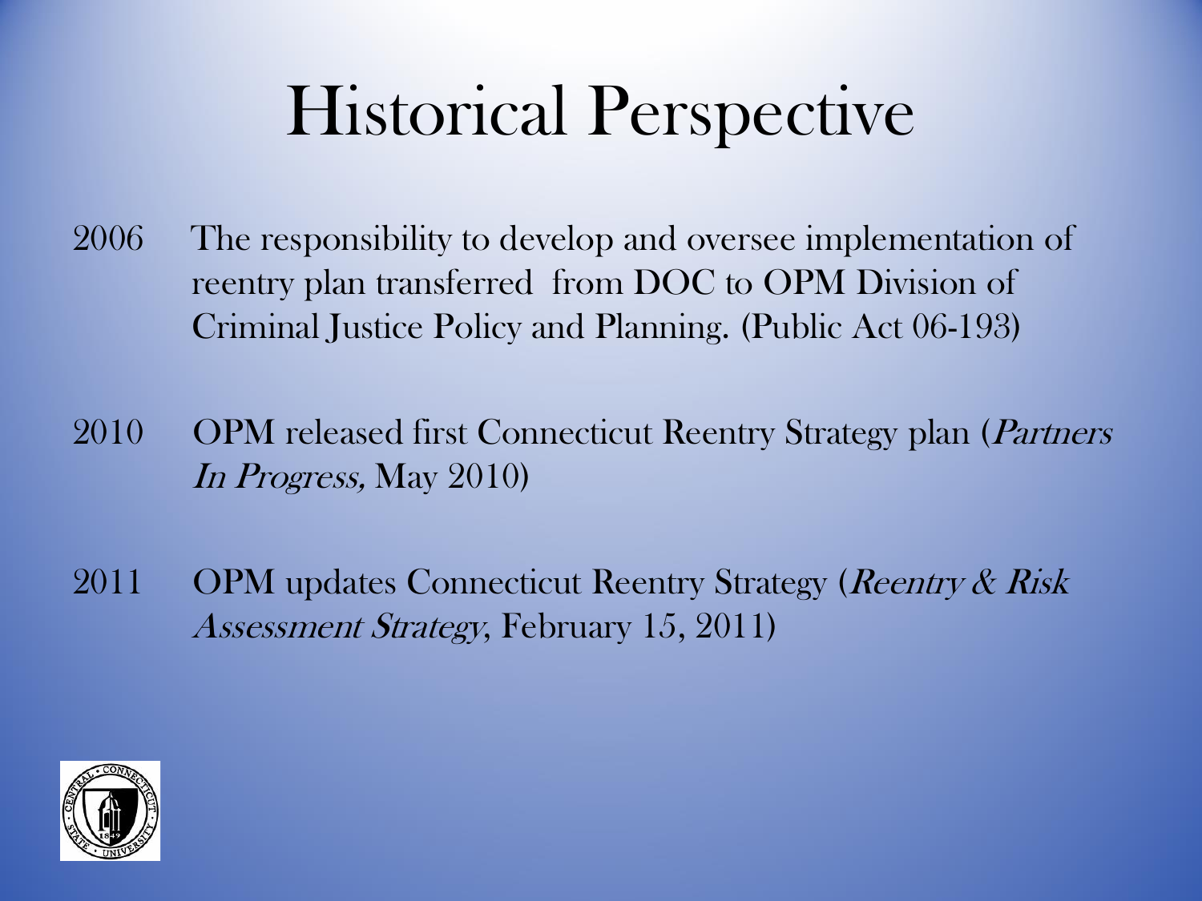# Historical Perspective

2006 The responsibility to develop and oversee implementation of reentry plan transferred from DOC to OPM Division of Criminal Justice Policy and Planning. (Public Act 06-193)

2010 OPM released first Connecticut Reentry Strategy plan (*Partners In Progress,* May 2010)

2011 OPM updates Connecticut Reentry Strategy (*Reentry & Risk Assessment Strategy*, February 15, 2011)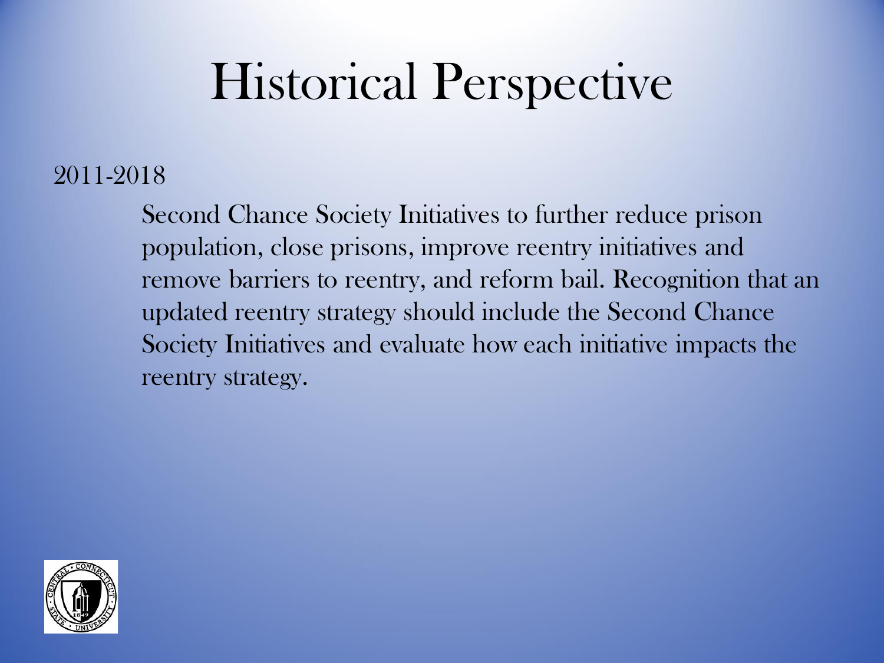# Historical Perspective

2011-2018

Second Chance Society Initiatives to further reduce prison population, close prisons, improve reentry initiatives and remove barriers to reentry, and reform bail. Recognition that an updated reentry strategy should include the Second Chance Society Initiatives and evaluate how each initiative impacts the reentry strategy.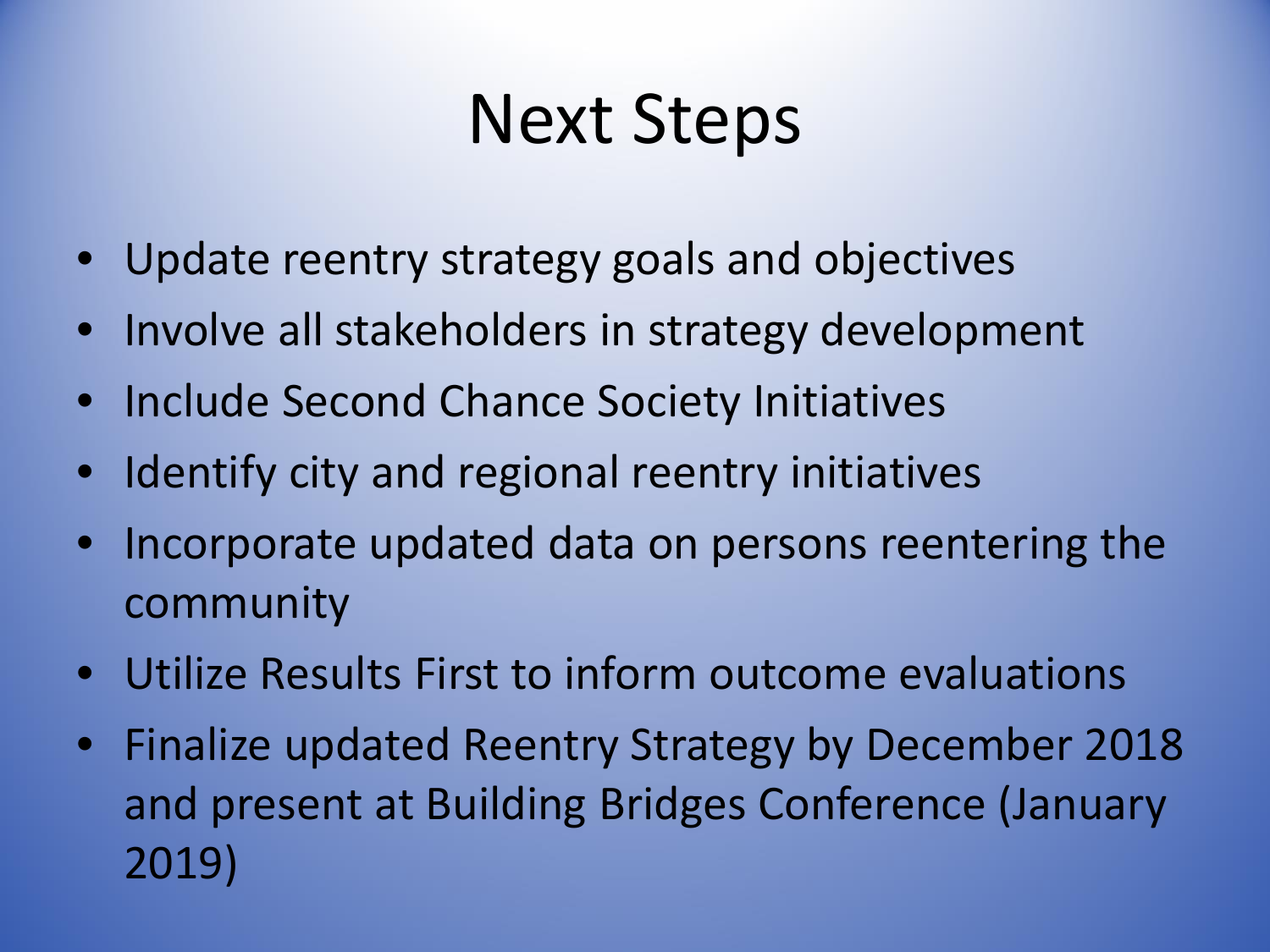# Next Steps

- Update reentry strategy goals and objectives
- Involve all stakeholders in strategy development
- Include Second Chance Society Initiatives
- Identify city and regional reentry initiatives
- Incorporate updated data on persons reentering the community
- Utilize Results First to inform outcome evaluations
- Finalize updated Reentry Strategy by December 2018 and present at Building Bridges Conference (January 2019)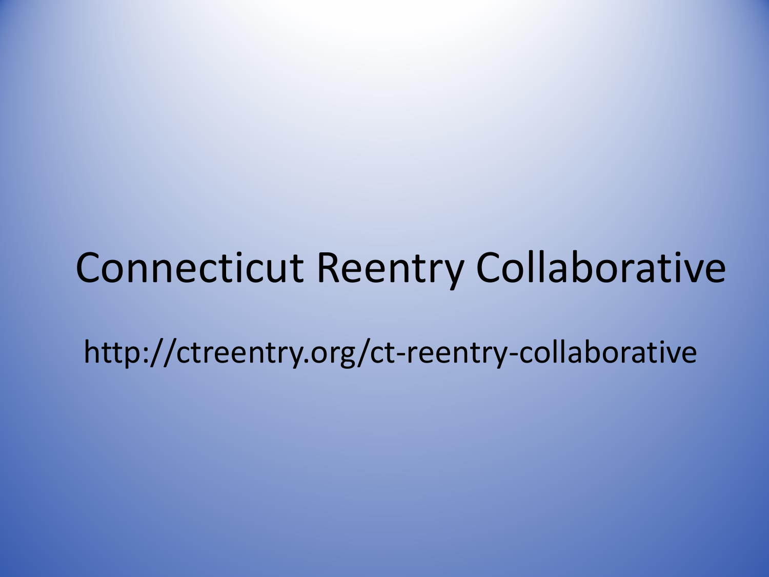# Connecticut Reentry Collaborative

http://ctreentry.org/ct-reentry-collaborative